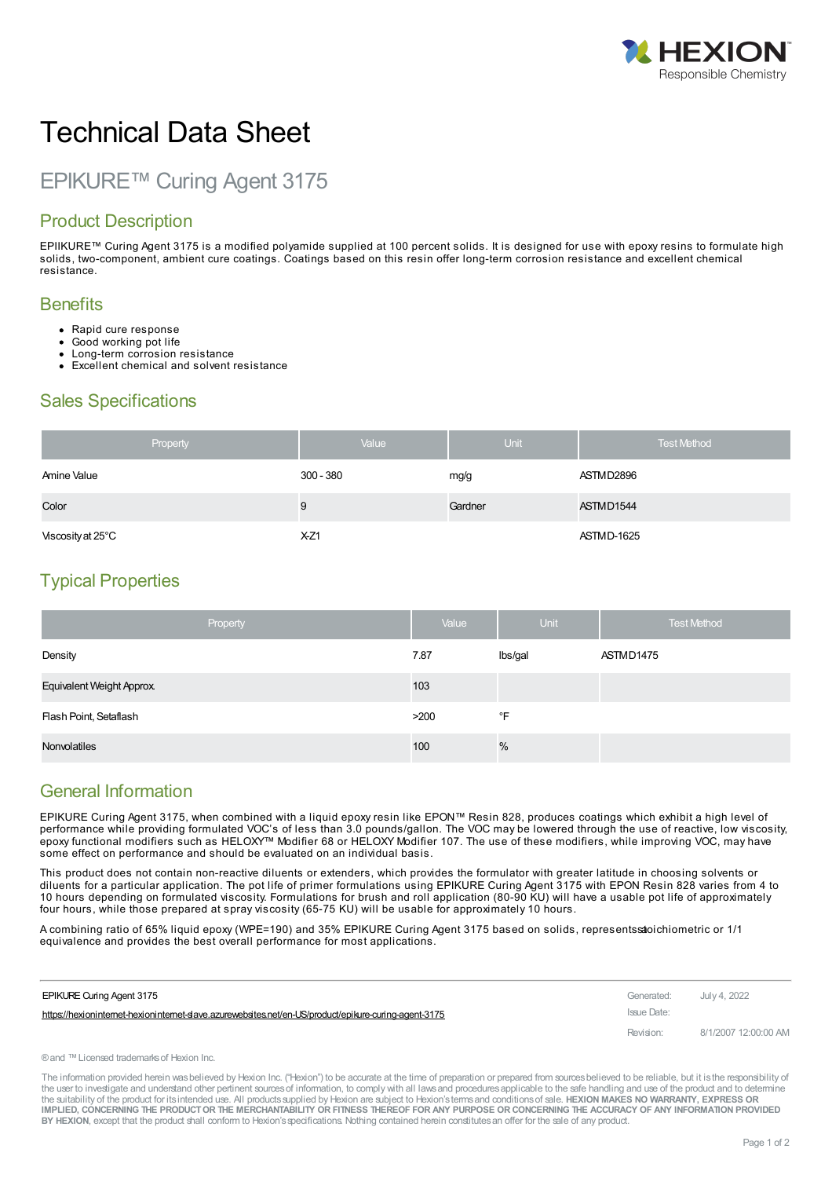# Technical Data Sheet

## EPIKURE™ Curing Agent 3175

### Product Description

EPIIKURE™ Curing Agent 3175 is a modified polyamide supplied at 100 percent solids. It is designed for use with epoxy resins to formulate high solids, two-component, ambient cure coatings. Coatings based on this resin offer long-term corrosion resistance and excellent chemical resistance.

### Benefits

- Rapid cure response
- Good working pot life
- Long-term corrosion resistance
- Excellent chemical and solvent resistance

### Sales Specifications

| Property | Value | Unit | Test Method |
|---|---|---|---|
| Amine Value | 300 - 380 | mg/g | ASTM D2896 |
| Color | 9 | Gardner | ASTM D1544 |
| Viscosity at 25°C | X-Z1 | | ASTM D-1625 |

### Typical Properties

| Property | Value | Unit | Test Method |
|---|---|---|---|
| Density | 7.87 | lbs/gal | ASTM D1475 |
| Equivalent Weight Approx. | 103 | | |
| Flash Point, Setaflash | >200 | °F | |
| Nonvolatiles | 100 | % | |

### General Information

EPIKURE Curing Agent 3175, when combined with a liquid epoxy resin like EPON™ Resin 828, produces coatings which exhibit a high level of performance while providing formulated VOC's of less than 3.0 pounds/gallon. The VOC may be lowered through the use of reactive, low viscosity, epoxy functional modifiers such as HELOXY™ Modifier 68 or HELOXY Modifier 107. The use of these modifiers, while improving VOC, may have some effect on performance and should be evaluated on an individual basis.

This product does not contain non-reactive diluents or extenders, which provides the formulator with greater latitude in choosing solvents or diluents for a particular application. The pot life of primer formulations using EPIKURE Curing Agent 3175 with EPON Resin 828 varies from 4 to 10 hours depending on formulated viscosity. Formulations for brush and roll application (80-90 KU) will have a usable pot life of approximately four hours, while those prepared at spray viscosity (65-75 KU) will be usable for approximately 10 hours.

A combining ratio of 65% liquid epoxy (WPE=190) and 35% EPIKURE Curing Agent 3175 based on solids, represents stoichiometric or 1/1 equivalence and provides the best overall performance for most applications.

EPIKURE Curing Agent 3175

https://hexioninternet-hexioninternet-slave.azurewebsites.net/en-US/product/epikure-curing-agent-3175

Generated: July 4, 2022

Issue Date:

Revision: 8/1/2007 12:00:00 AM

® and ™ Licensed trademarks of Hexion Inc.

The information provided herein was believed by Hexion Inc. ("Hexion") to be accurate at the time of preparation or prepared from sources believed to be reliable, but it is the responsibility of the user to investigate and understand other pertinent sources of information, to comply with all laws and procedures applicable to the safe handling and use of the product and to determine the suitability of the product for its intended use. All products supplied by Hexion are subject to Hexion's terms and conditions of sale. **HEXION MAKES NO WARRANTY, EXPRESS OR IMPLIED, CONCERNING THE PRODUCT OR THE MERCHANTABILITY OR FITNESS THEREOF FOR ANY PURPOSE OR CONCERNING THE ACCURACY OF ANY INFORMATION PROVIDED BY HEXION**, except that the product shall conform to Hexion's specifications. Nothing contained herein constitutes an offer for the sale of any product.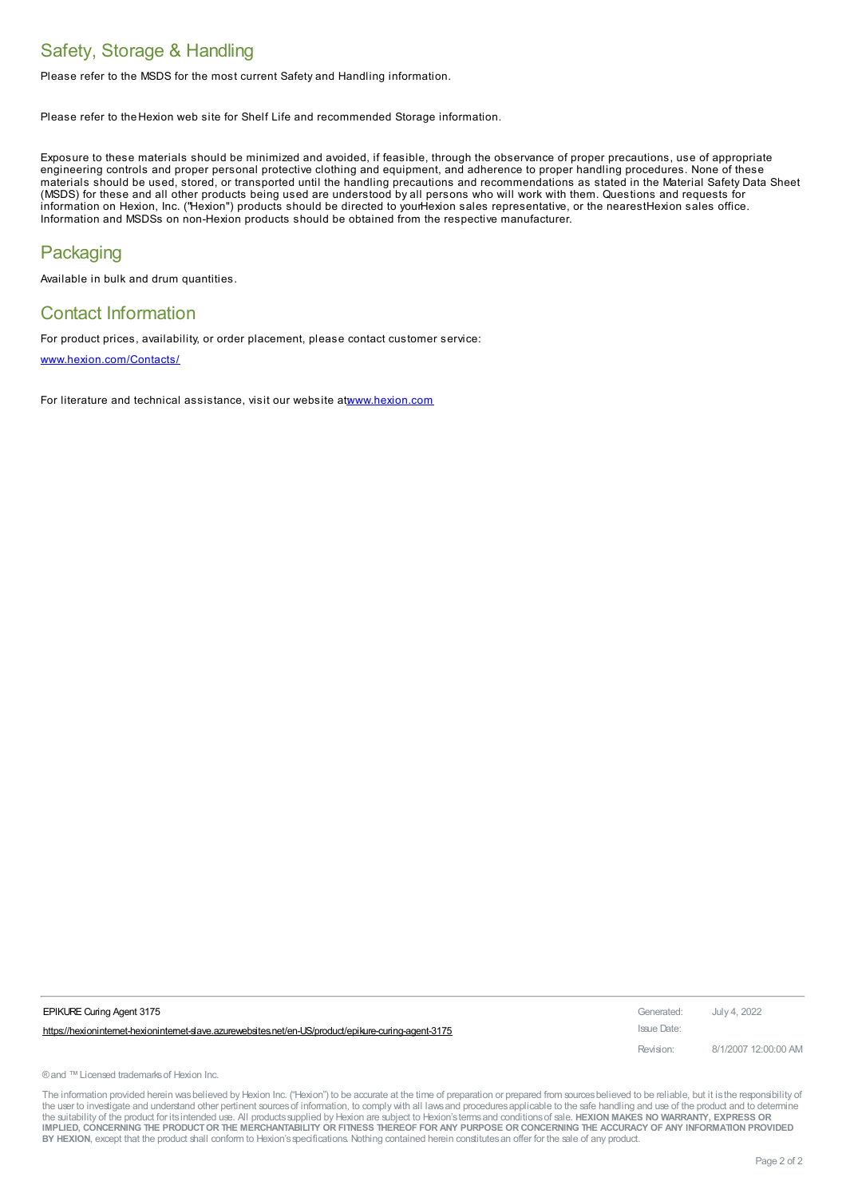## Safety, Storage & Handling

Please refer to the MSDS for the most current Safety and Handling information.

Please refer to the Hexion web site for Shelf Life and recommended Storage information.

Exposure to these materials should be minimized and avoided, if feasible, through the observance of proper precautions, use of appropriate engineering controls and proper personal protective clothing and equipment, and adherence to proper handling procedures. None of these materials should be used, stored, or transported until the handling precautions and recommendations as stated in the Material Safety Data Sheet (MSDS) for these and all other products being used are understood by all persons who will work with them. Questions and requests for information on Hexion, Inc. ("Hexion") products should be directed to your Hexion sales representative, or the nearest Hexion sales office. Information and MSDSs on non-Hexion products should be obtained from the respective manufacturer.

## Packaging

Available in bulk and drum quantities.

## Contact Information

For product prices, availability, or order placement, please contact customer service:

www.hexion.com/Contacts/

For literature and technical assistance, visit our website at www.hexion.com

EPIKURE Curing Agent 3175

https://hexioninternet-hexioninternet-slave.azurewebsites.net/en-US/product/epikure-curing-agent-3175

Generated: July 4, 2022

Issue Date:

Revision: 8/1/2007 12:00:00 AM

® and ™ Licensed trademarks of Hexion Inc.

The information provided herein was believed by Hexion Inc. ("Hexion") to be accurate at the time of preparation or prepared from sources believed to be reliable, but it is the responsibility of the user to investigate and understand other pertinent sources of information, to comply with all laws and procedures applicable to the safe handling and use of the product and to determine the suitability of the product for its intended use. All products supplied by Hexion are subject to Hexion's terms and conditions of sale. **HEXION MAKES NO WARRANTY, EXPRESS OR IMPLIED, CONCERNING THE PRODUCT OR THE MERCHANTABILITY OR FITNESS THEREOF FOR ANY PURPOSE OR CONCERNING THE ACCURACY OF ANY INFORMATION PROVIDED BY HEXION**, except that the product shall conform to Hexion's specifications. Nothing contained herein constitutes an offer for the sale of any product.